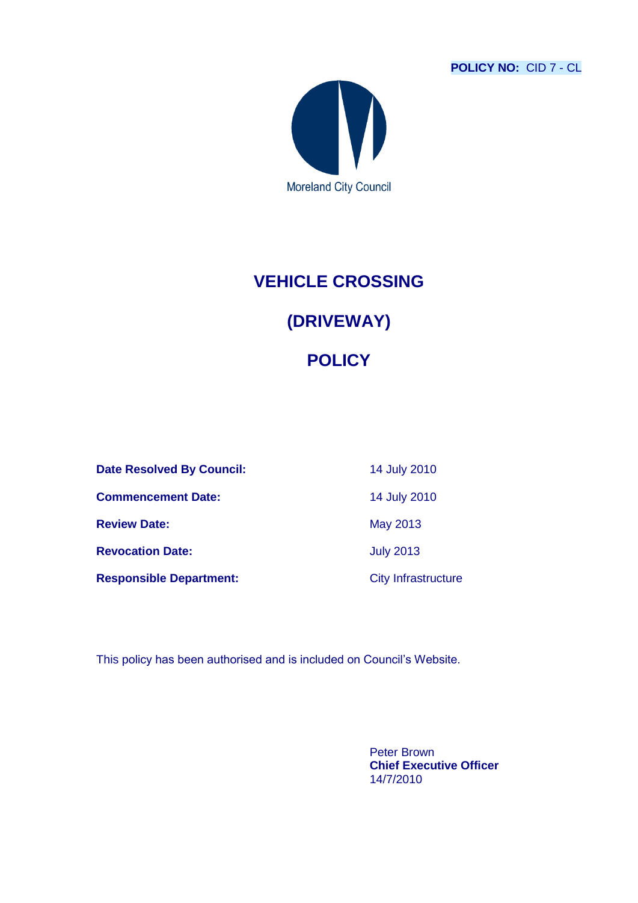**POLICY NO:** CID 7 - CL

Moreland City Council

# VEHICLE CROSSING

# (DRIVEWAY)

# POLICY

| | |
|---|---|
| **Date Resolved By Council:** | 14 July 2010 |
| **Commencement Date:** | 14 July 2010 |
| **Review Date:** | May 2013 |
| **Revocation Date:** | July 2013 |
| **Responsible Department:** | City Infrastructure |

This policy has been authorised and is included on Council's Website.

Peter Brown
**Chief Executive Officer**
14/7/2010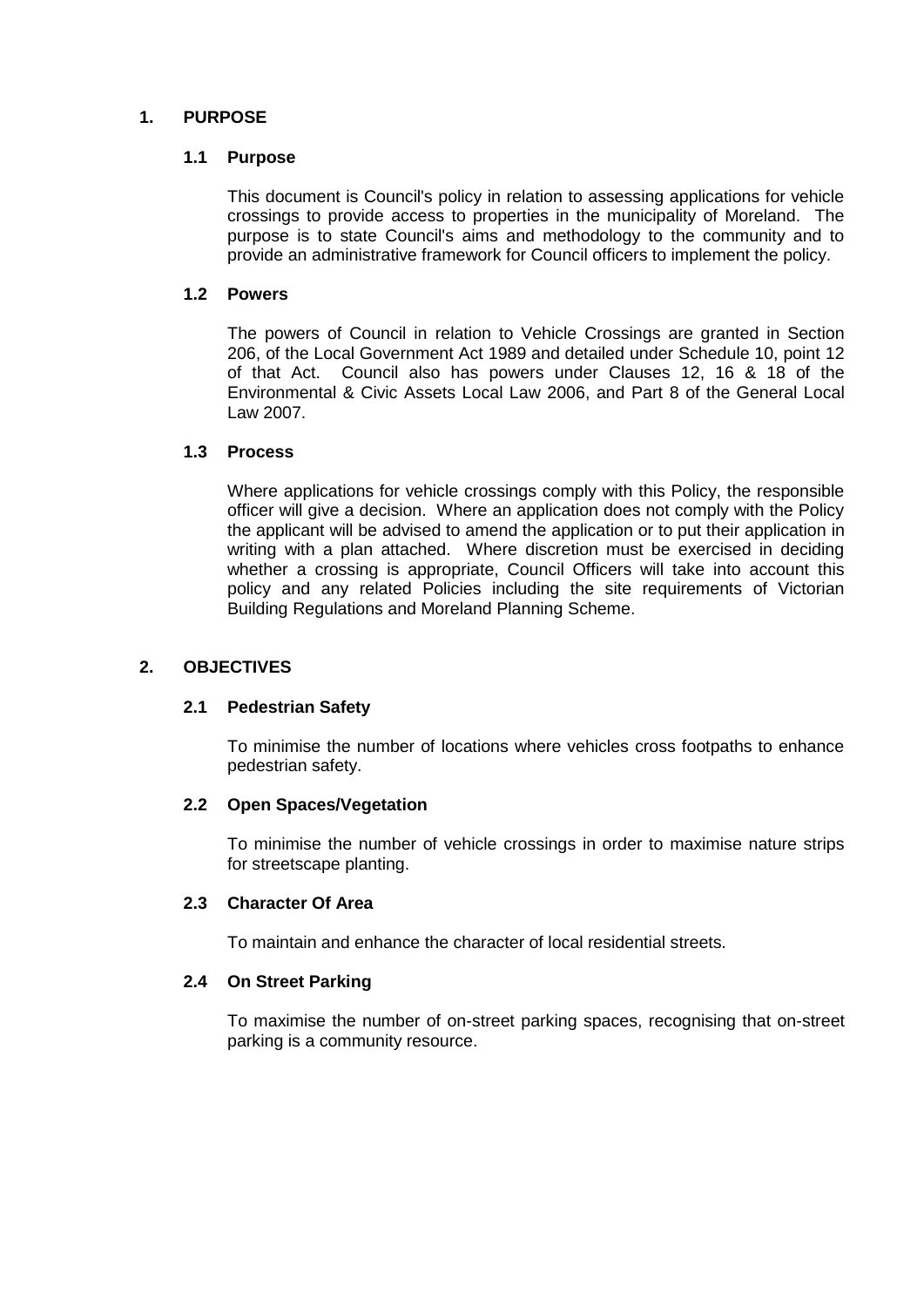## 1. PURPOSE

### 1.1 Purpose

This document is Council's policy in relation to assessing applications for vehicle crossings to provide access to properties in the municipality of Moreland. The purpose is to state Council's aims and methodology to the community and to provide an administrative framework for Council officers to implement the policy.

### 1.2 Powers

The powers of Council in relation to Vehicle Crossings are granted in Section 206, of the Local Government Act 1989 and detailed under Schedule 10, point 12 of that Act. Council also has powers under Clauses 12, 16 & 18 of the Environmental & Civic Assets Local Law 2006, and Part 8 of the General Local Law 2007.

### 1.3 Process

Where applications for vehicle crossings comply with this Policy, the responsible officer will give a decision. Where an application does not comply with the Policy the applicant will be advised to amend the application or to put their application in writing with a plan attached. Where discretion must be exercised in deciding whether a crossing is appropriate, Council Officers will take into account this policy and any related Policies including the site requirements of Victorian Building Regulations and Moreland Planning Scheme.

## 2. OBJECTIVES

### 2.1 Pedestrian Safety

To minimise the number of locations where vehicles cross footpaths to enhance pedestrian safety.

### 2.2 Open Spaces/Vegetation

To minimise the number of vehicle crossings in order to maximise nature strips for streetscape planting.

### 2.3 Character Of Area

To maintain and enhance the character of local residential streets.

### 2.4 On Street Parking

To maximise the number of on-street parking spaces, recognising that on-street parking is a community resource.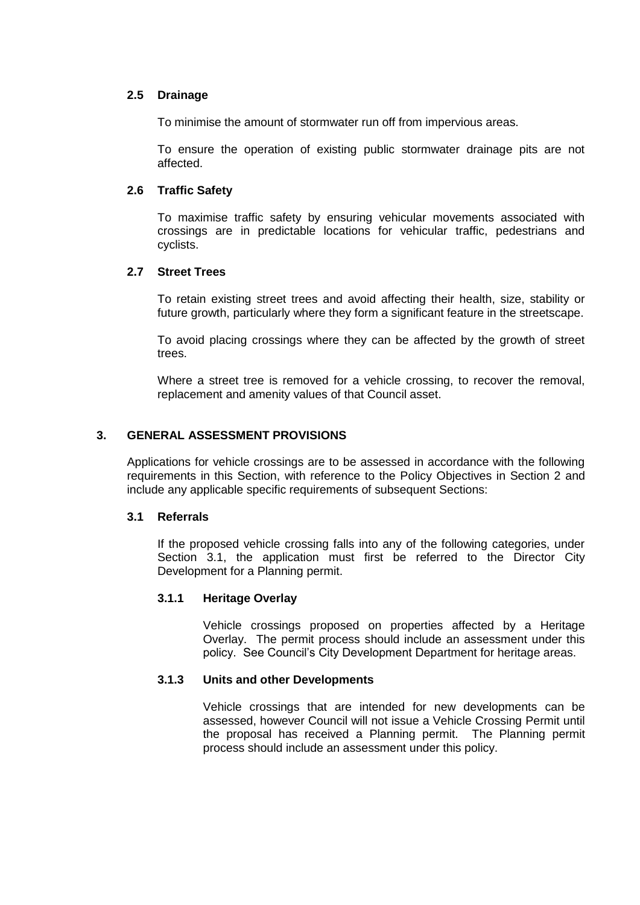### 2.5 Drainage

To minimise the amount of stormwater run off from impervious areas.

To ensure the operation of existing public stormwater drainage pits are not affected.

### 2.6 Traffic Safety

To maximise traffic safety by ensuring vehicular movements associated with crossings are in predictable locations for vehicular traffic, pedestrians and cyclists.

### 2.7 Street Trees

To retain existing street trees and avoid affecting their health, size, stability or future growth, particularly where they form a significant feature in the streetscape.

To avoid placing crossings where they can be affected by the growth of street trees.

Where a street tree is removed for a vehicle crossing, to recover the removal, replacement and amenity values of that Council asset.

## 3. GENERAL ASSESSMENT PROVISIONS

Applications for vehicle crossings are to be assessed in accordance with the following requirements in this Section, with reference to the Policy Objectives in Section 2 and include any applicable specific requirements of subsequent Sections:

### 3.1 Referrals

If the proposed vehicle crossing falls into any of the following categories, under Section 3.1, the application must first be referred to the Director City Development for a Planning permit.

#### 3.1.1 Heritage Overlay

Vehicle crossings proposed on properties affected by a Heritage Overlay. The permit process should include an assessment under this policy. See Council's City Development Department for heritage areas.

#### 3.1.3 Units and other Developments

Vehicle crossings that are intended for new developments can be assessed, however Council will not issue a Vehicle Crossing Permit until the proposal has received a Planning permit. The Planning permit process should include an assessment under this policy.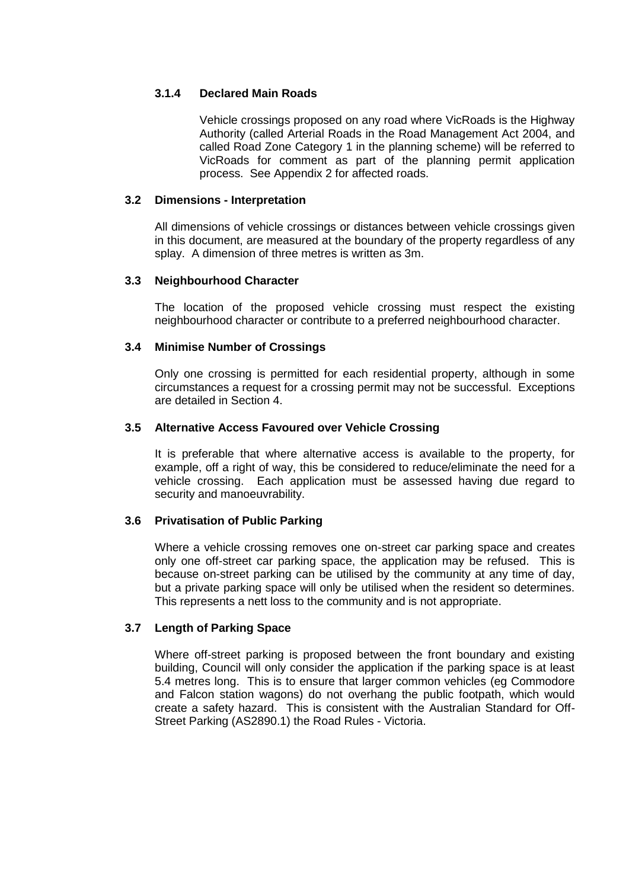#### 3.1.4 Declared Main Roads

Vehicle crossings proposed on any road where VicRoads is the Highway Authority (called Arterial Roads in the Road Management Act 2004, and called Road Zone Category 1 in the planning scheme) will be referred to VicRoads for comment as part of the planning permit application process. See Appendix 2 for affected roads.

### 3.2 Dimensions - Interpretation

All dimensions of vehicle crossings or distances between vehicle crossings given in this document, are measured at the boundary of the property regardless of any splay. A dimension of three metres is written as 3m.

### 3.3 Neighbourhood Character

The location of the proposed vehicle crossing must respect the existing neighbourhood character or contribute to a preferred neighbourhood character.

### 3.4 Minimise Number of Crossings

Only one crossing is permitted for each residential property, although in some circumstances a request for a crossing permit may not be successful. Exceptions are detailed in Section 4.

### 3.5 Alternative Access Favoured over Vehicle Crossing

It is preferable that where alternative access is available to the property, for example, off a right of way, this be considered to reduce/eliminate the need for a vehicle crossing. Each application must be assessed having due regard to security and manoeuvrability.

### 3.6 Privatisation of Public Parking

Where a vehicle crossing removes one on-street car parking space and creates only one off-street car parking space, the application may be refused. This is because on-street parking can be utilised by the community at any time of day, but a private parking space will only be utilised when the resident so determines. This represents a nett loss to the community and is not appropriate.

### 3.7 Length of Parking Space

Where off-street parking is proposed between the front boundary and existing building, Council will only consider the application if the parking space is at least 5.4 metres long. This is to ensure that larger common vehicles (eg Commodore and Falcon station wagons) do not overhang the public footpath, which would create a safety hazard. This is consistent with the Australian Standard for Off-Street Parking (AS2890.1) the Road Rules - Victoria.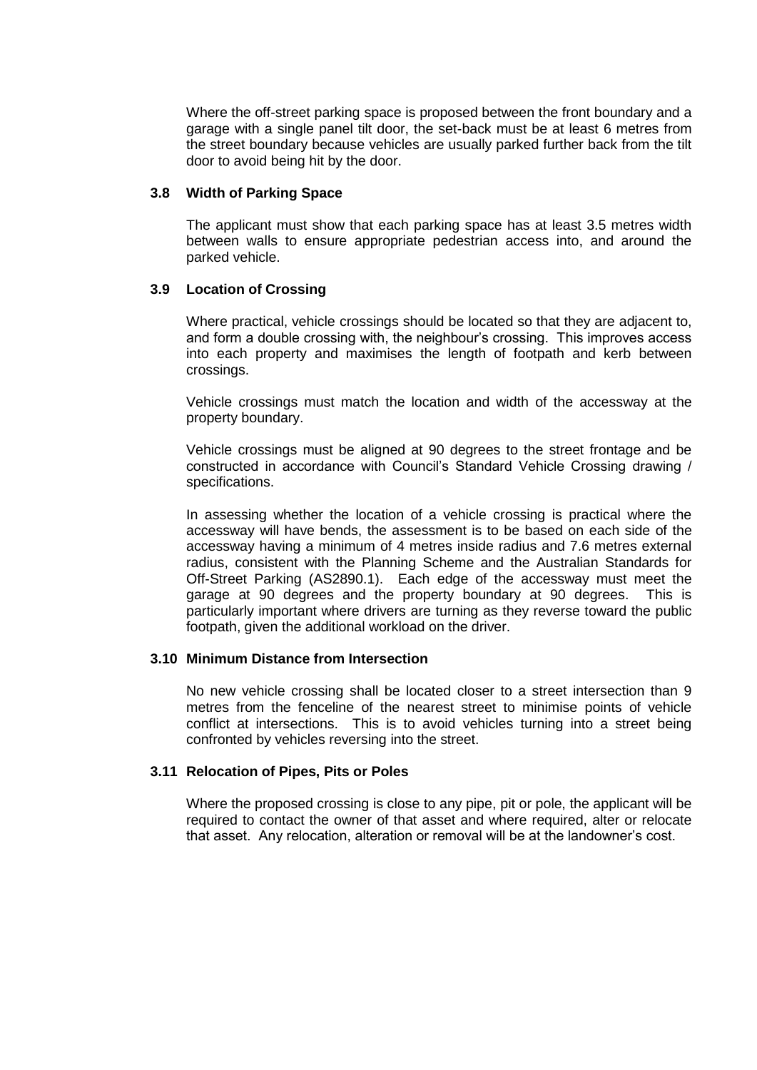Where the off-street parking space is proposed between the front boundary and a garage with a single panel tilt door, the set-back must be at least 6 metres from the street boundary because vehicles are usually parked further back from the tilt door to avoid being hit by the door.

### 3.8 Width of Parking Space

The applicant must show that each parking space has at least 3.5 metres width between walls to ensure appropriate pedestrian access into, and around the parked vehicle.

### 3.9 Location of Crossing

Where practical, vehicle crossings should be located so that they are adjacent to, and form a double crossing with, the neighbour's crossing. This improves access into each property and maximises the length of footpath and kerb between crossings.

Vehicle crossings must match the location and width of the accessway at the property boundary.

Vehicle crossings must be aligned at 90 degrees to the street frontage and be constructed in accordance with Council's Standard Vehicle Crossing drawing / specifications.

In assessing whether the location of a vehicle crossing is practical where the accessway will have bends, the assessment is to be based on each side of the accessway having a minimum of 4 metres inside radius and 7.6 metres external radius, consistent with the Planning Scheme and the Australian Standards for Off-Street Parking (AS2890.1). Each edge of the accessway must meet the garage at 90 degrees and the property boundary at 90 degrees. This is particularly important where drivers are turning as they reverse toward the public footpath, given the additional workload on the driver.

### 3.10 Minimum Distance from Intersection

No new vehicle crossing shall be located closer to a street intersection than 9 metres from the fenceline of the nearest street to minimise points of vehicle conflict at intersections. This is to avoid vehicles turning into a street being confronted by vehicles reversing into the street.

### 3.11 Relocation of Pipes, Pits or Poles

Where the proposed crossing is close to any pipe, pit or pole, the applicant will be required to contact the owner of that asset and where required, alter or relocate that asset. Any relocation, alteration or removal will be at the landowner's cost.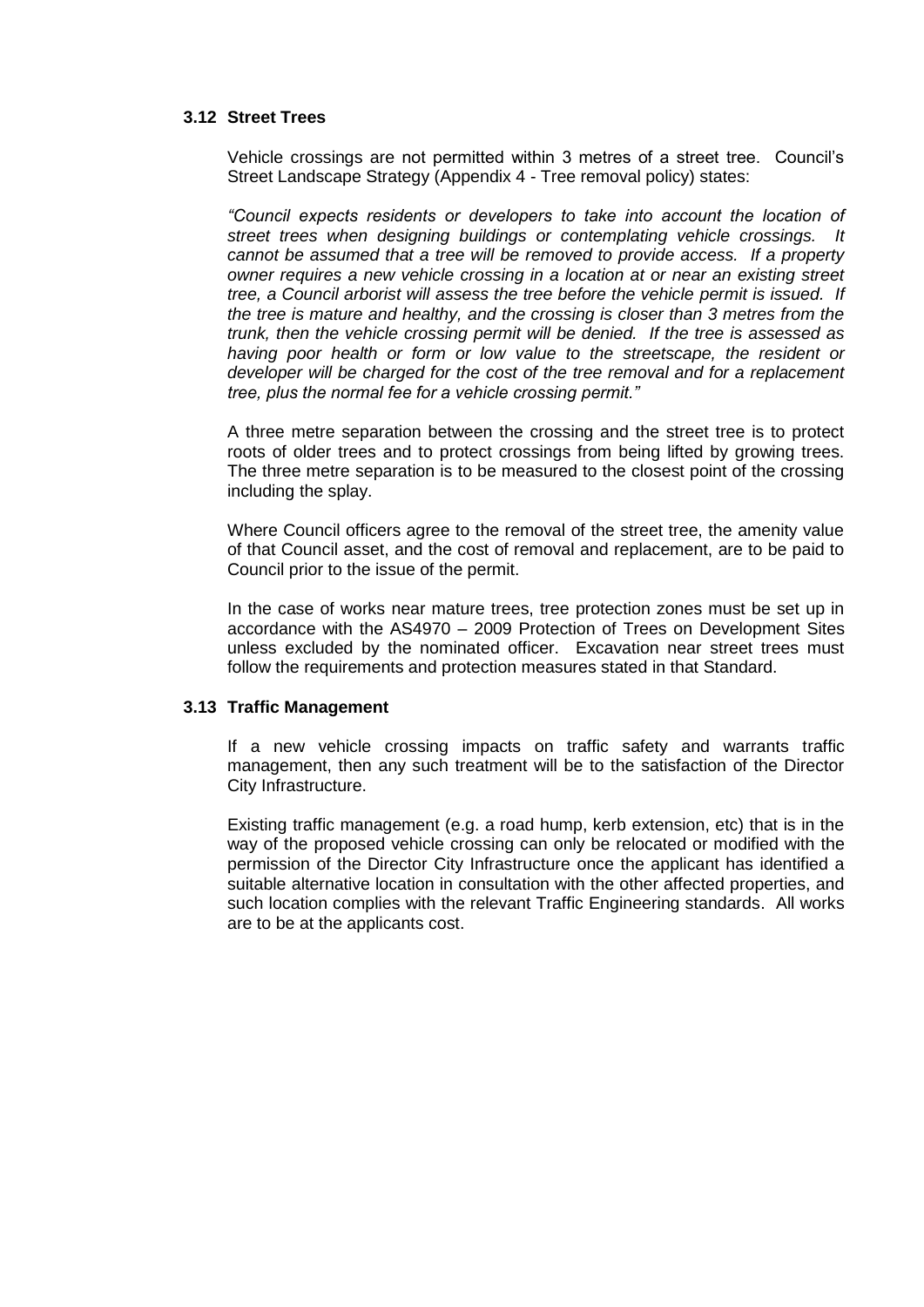### 3.12 Street Trees

Vehicle crossings are not permitted within 3 metres of a street tree. Council's Street Landscape Strategy (Appendix 4 - Tree removal policy) states:

*"Council expects residents or developers to take into account the location of street trees when designing buildings or contemplating vehicle crossings. It cannot be assumed that a tree will be removed to provide access. If a property owner requires a new vehicle crossing in a location at or near an existing street tree, a Council arborist will assess the tree before the vehicle permit is issued. If the tree is mature and healthy, and the crossing is closer than 3 metres from the trunk, then the vehicle crossing permit will be denied. If the tree is assessed as having poor health or form or low value to the streetscape, the resident or developer will be charged for the cost of the tree removal and for a replacement tree, plus the normal fee for a vehicle crossing permit."*

A three metre separation between the crossing and the street tree is to protect roots of older trees and to protect crossings from being lifted by growing trees. The three metre separation is to be measured to the closest point of the crossing including the splay.

Where Council officers agree to the removal of the street tree, the amenity value of that Council asset, and the cost of removal and replacement, are to be paid to Council prior to the issue of the permit.

In the case of works near mature trees, tree protection zones must be set up in accordance with the AS4970 – 2009 Protection of Trees on Development Sites unless excluded by the nominated officer. Excavation near street trees must follow the requirements and protection measures stated in that Standard.

### 3.13 Traffic Management

If a new vehicle crossing impacts on traffic safety and warrants traffic management, then any such treatment will be to the satisfaction of the Director City Infrastructure.

Existing traffic management (e.g. a road hump, kerb extension, etc) that is in the way of the proposed vehicle crossing can only be relocated or modified with the permission of the Director City Infrastructure once the applicant has identified a suitable alternative location in consultation with the other affected properties, and such location complies with the relevant Traffic Engineering standards. All works are to be at the applicants cost.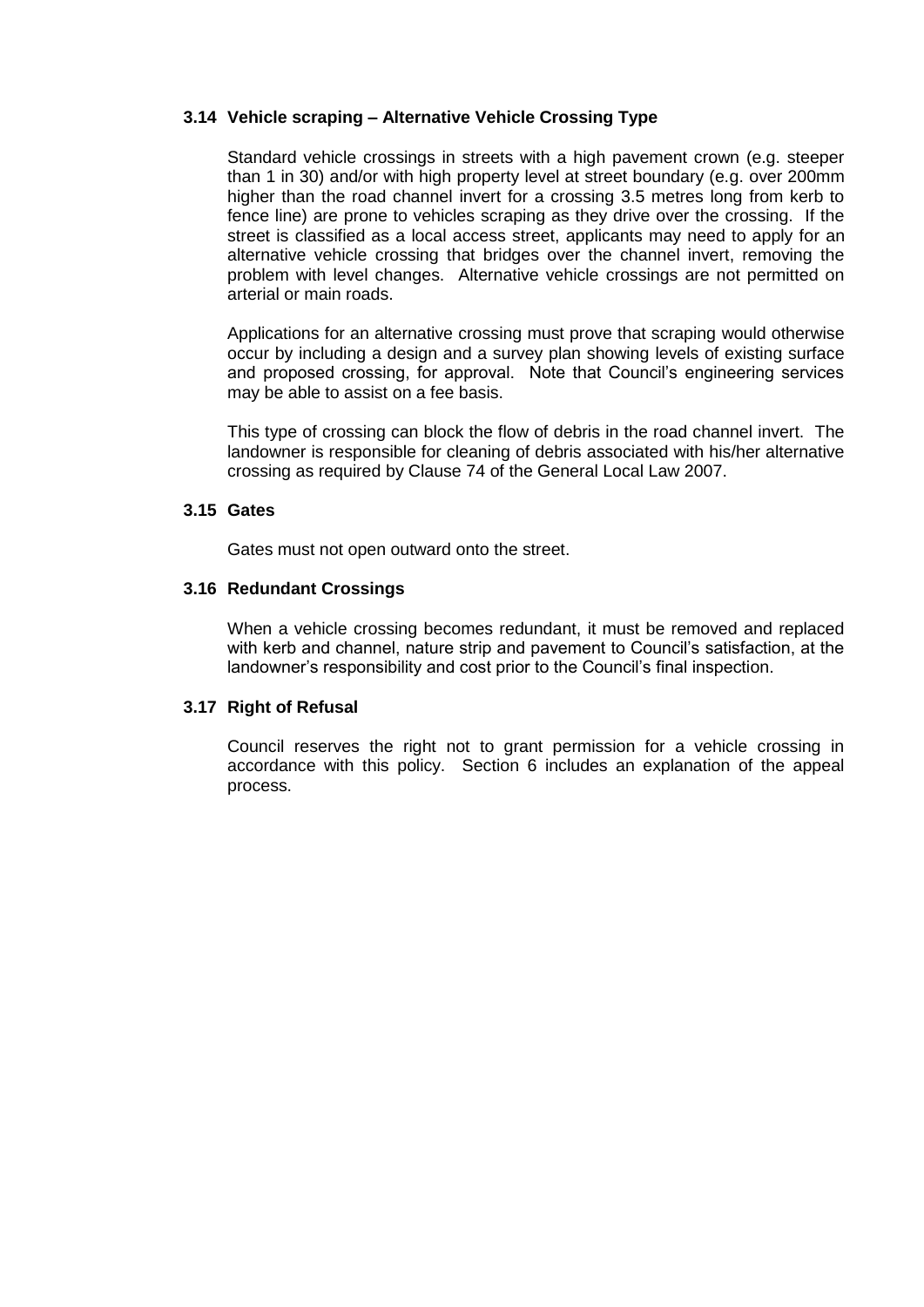### 3.14 Vehicle scraping – Alternative Vehicle Crossing Type

Standard vehicle crossings in streets with a high pavement crown (e.g. steeper than 1 in 30) and/or with high property level at street boundary (e.g. over 200mm higher than the road channel invert for a crossing 3.5 metres long from kerb to fence line) are prone to vehicles scraping as they drive over the crossing. If the street is classified as a local access street, applicants may need to apply for an alternative vehicle crossing that bridges over the channel invert, removing the problem with level changes. Alternative vehicle crossings are not permitted on arterial or main roads.

Applications for an alternative crossing must prove that scraping would otherwise occur by including a design and a survey plan showing levels of existing surface and proposed crossing, for approval. Note that Council's engineering services may be able to assist on a fee basis.

This type of crossing can block the flow of debris in the road channel invert. The landowner is responsible for cleaning of debris associated with his/her alternative crossing as required by Clause 74 of the General Local Law 2007.

### 3.15 Gates

Gates must not open outward onto the street.

### 3.16 Redundant Crossings

When a vehicle crossing becomes redundant, it must be removed and replaced with kerb and channel, nature strip and pavement to Council's satisfaction, at the landowner's responsibility and cost prior to the Council's final inspection.

### 3.17 Right of Refusal

Council reserves the right not to grant permission for a vehicle crossing in accordance with this policy. Section 6 includes an explanation of the appeal process.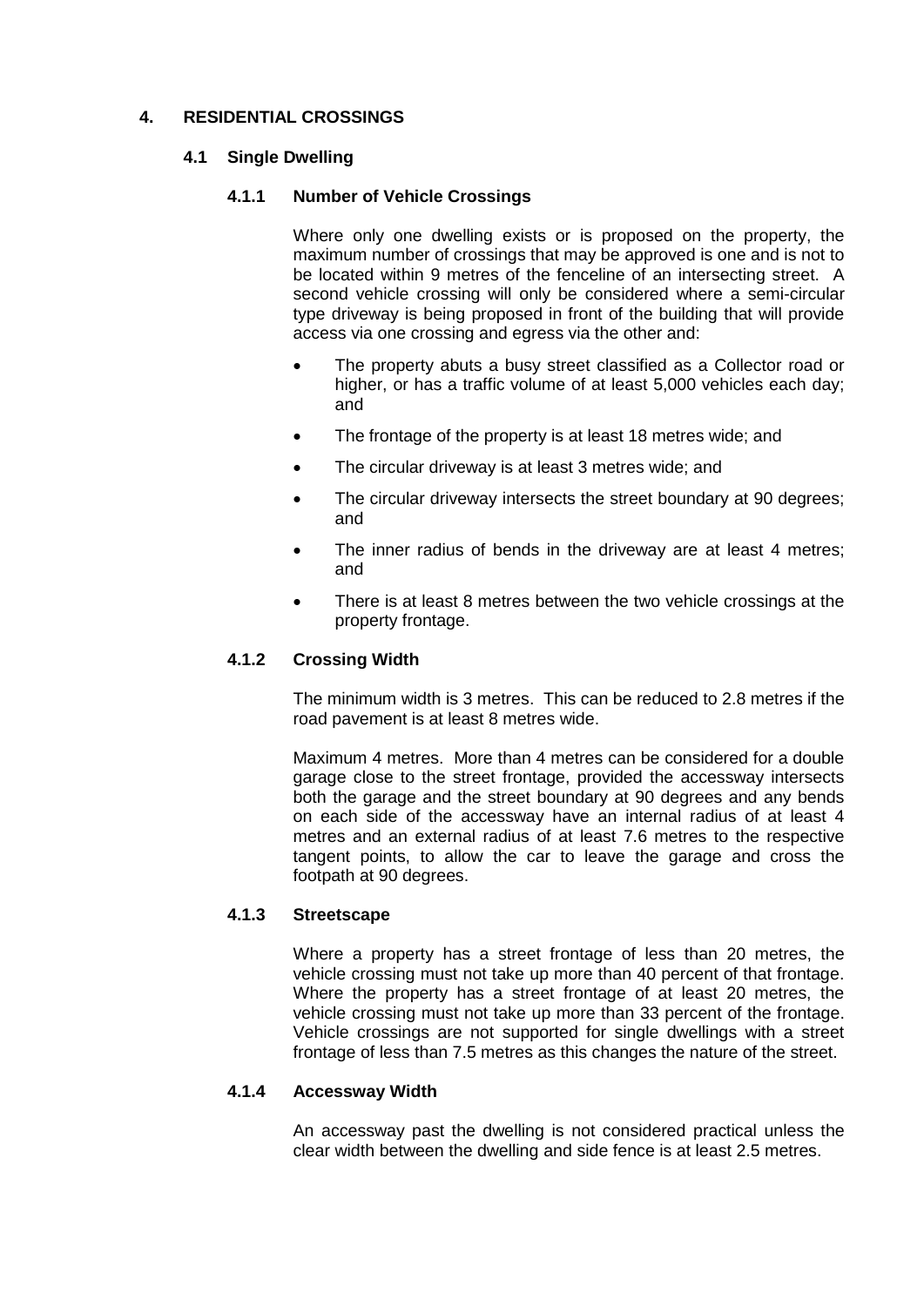# 4. RESIDENTIAL CROSSINGS

## 4.1 Single Dwelling

### 4.1.1 Number of Vehicle Crossings

Where only one dwelling exists or is proposed on the property, the maximum number of crossings that may be approved is one and is not to be located within 9 metres of the fenceline of an intersecting street. A second vehicle crossing will only be considered where a semi-circular type driveway is being proposed in front of the building that will provide access via one crossing and egress via the other and:

- The property abuts a busy street classified as a Collector road or higher, or has a traffic volume of at least 5,000 vehicles each day; and
- The frontage of the property is at least 18 metres wide; and
- The circular driveway is at least 3 metres wide; and
- The circular driveway intersects the street boundary at 90 degrees; and
- The inner radius of bends in the driveway are at least 4 metres; and
- There is at least 8 metres between the two vehicle crossings at the property frontage.

### 4.1.2 Crossing Width

The minimum width is 3 metres. This can be reduced to 2.8 metres if the road pavement is at least 8 metres wide.

Maximum 4 metres. More than 4 metres can be considered for a double garage close to the street frontage, provided the accessway intersects both the garage and the street boundary at 90 degrees and any bends on each side of the accessway have an internal radius of at least 4 metres and an external radius of at least 7.6 metres to the respective tangent points, to allow the car to leave the garage and cross the footpath at 90 degrees.

### 4.1.3 Streetscape

Where a property has a street frontage of less than 20 metres, the vehicle crossing must not take up more than 40 percent of that frontage. Where the property has a street frontage of at least 20 metres, the vehicle crossing must not take up more than 33 percent of the frontage. Vehicle crossings are not supported for single dwellings with a street frontage of less than 7.5 metres as this changes the nature of the street.

### 4.1.4 Accessway Width

An accessway past the dwelling is not considered practical unless the clear width between the dwelling and side fence is at least 2.5 metres.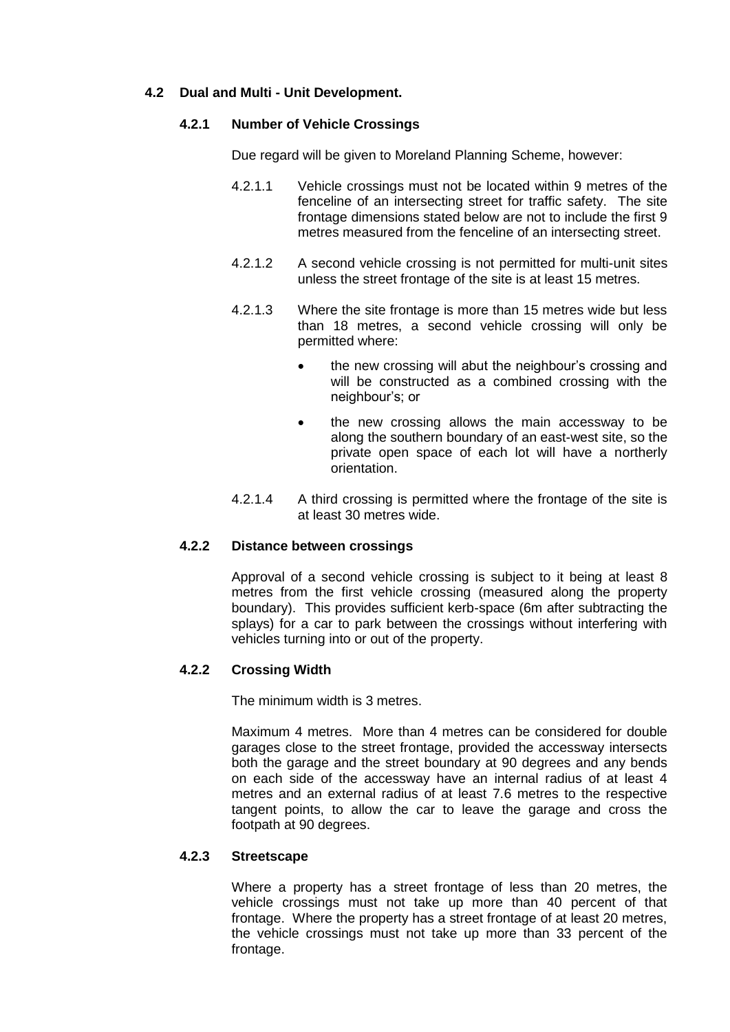## 4.2 Dual and Multi - Unit Development.

### 4.2.1 Number of Vehicle Crossings

Due regard will be given to Moreland Planning Scheme, however:

4.2.1.1 Vehicle crossings must not be located within 9 metres of the fenceline of an intersecting street for traffic safety. The site frontage dimensions stated below are not to include the first 9 metres measured from the fenceline of an intersecting street.

4.2.1.2 A second vehicle crossing is not permitted for multi-unit sites unless the street frontage of the site is at least 15 metres.

4.2.1.3 Where the site frontage is more than 15 metres wide but less than 18 metres, a second vehicle crossing will only be permitted where:

- the new crossing will abut the neighbour's crossing and will be constructed as a combined crossing with the neighbour's; or
- the new crossing allows the main accessway to be along the southern boundary of an east-west site, so the private open space of each lot will have a northerly orientation.

4.2.1.4 A third crossing is permitted where the frontage of the site is at least 30 metres wide.

### 4.2.2 Distance between crossings

Approval of a second vehicle crossing is subject to it being at least 8 metres from the first vehicle crossing (measured along the property boundary). This provides sufficient kerb-space (6m after subtracting the splays) for a car to park between the crossings without interfering with vehicles turning into or out of the property.

### 4.2.2 Crossing Width

The minimum width is 3 metres.

Maximum 4 metres. More than 4 metres can be considered for double garages close to the street frontage, provided the accessway intersects both the garage and the street boundary at 90 degrees and any bends on each side of the accessway have an internal radius of at least 4 metres and an external radius of at least 7.6 metres to the respective tangent points, to allow the car to leave the garage and cross the footpath at 90 degrees.

### 4.2.3 Streetscape

Where a property has a street frontage of less than 20 metres, the vehicle crossings must not take up more than 40 percent of that frontage. Where the property has a street frontage of at least 20 metres, the vehicle crossings must not take up more than 33 percent of the frontage.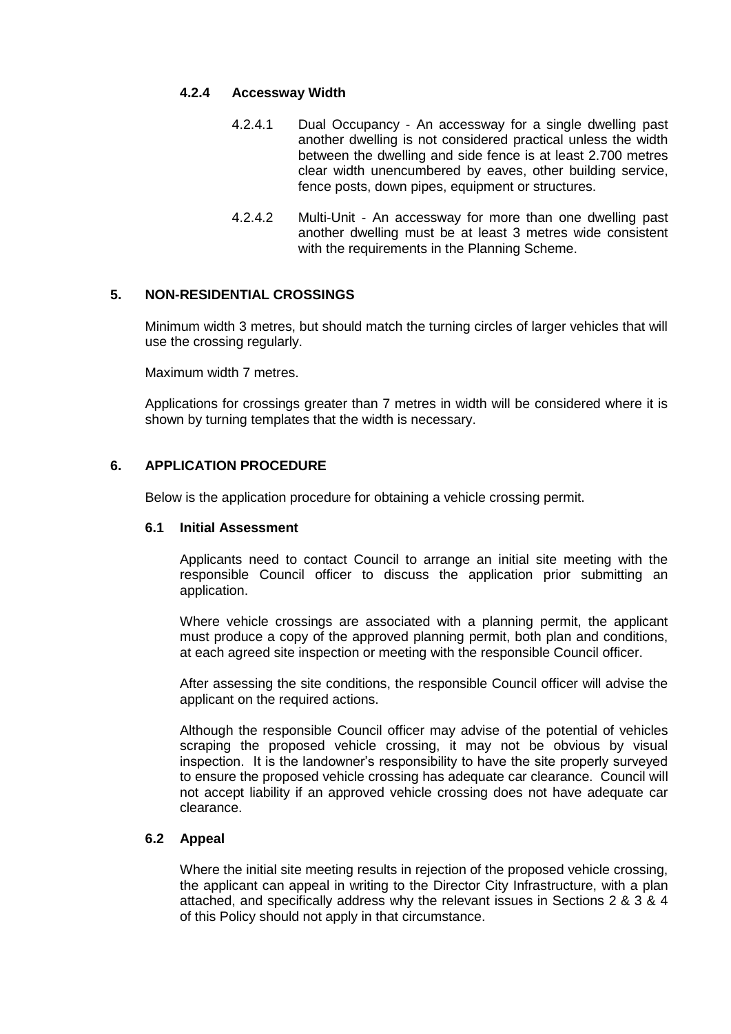#### 4.2.4 Accessway Width

4.2.4.1 Dual Occupancy - An accessway for a single dwelling past another dwelling is not considered practical unless the width between the dwelling and side fence is at least 2.700 metres clear width unencumbered by eaves, other building service, fence posts, down pipes, equipment or structures.

4.2.4.2 Multi-Unit - An accessway for more than one dwelling past another dwelling must be at least 3 metres wide consistent with the requirements in the Planning Scheme.

## 5. NON-RESIDENTIAL CROSSINGS

Minimum width 3 metres, but should match the turning circles of larger vehicles that will use the crossing regularly.

Maximum width 7 metres.

Applications for crossings greater than 7 metres in width will be considered where it is shown by turning templates that the width is necessary.

## 6. APPLICATION PROCEDURE

Below is the application procedure for obtaining a vehicle crossing permit.

### 6.1 Initial Assessment

Applicants need to contact Council to arrange an initial site meeting with the responsible Council officer to discuss the application prior submitting an application.

Where vehicle crossings are associated with a planning permit, the applicant must produce a copy of the approved planning permit, both plan and conditions, at each agreed site inspection or meeting with the responsible Council officer.

After assessing the site conditions, the responsible Council officer will advise the applicant on the required actions.

Although the responsible Council officer may advise of the potential of vehicles scraping the proposed vehicle crossing, it may not be obvious by visual inspection. It is the landowner's responsibility to have the site properly surveyed to ensure the proposed vehicle crossing has adequate car clearance. Council will not accept liability if an approved vehicle crossing does not have adequate car clearance.

### 6.2 Appeal

Where the initial site meeting results in rejection of the proposed vehicle crossing, the applicant can appeal in writing to the Director City Infrastructure, with a plan attached, and specifically address why the relevant issues in Sections 2 & 3 & 4 of this Policy should not apply in that circumstance.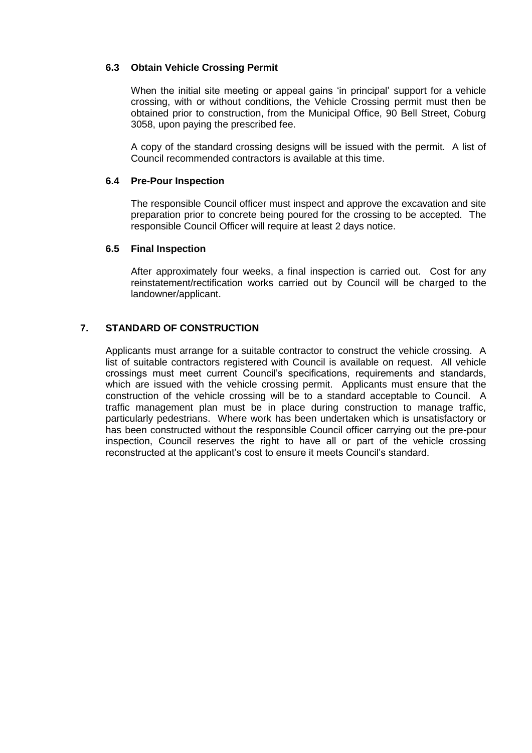### 6.3 Obtain Vehicle Crossing Permit

When the initial site meeting or appeal gains 'in principal' support for a vehicle crossing, with or without conditions, the Vehicle Crossing permit must then be obtained prior to construction, from the Municipal Office, 90 Bell Street, Coburg 3058, upon paying the prescribed fee.

A copy of the standard crossing designs will be issued with the permit. A list of Council recommended contractors is available at this time.

### 6.4 Pre-Pour Inspection

The responsible Council officer must inspect and approve the excavation and site preparation prior to concrete being poured for the crossing to be accepted. The responsible Council Officer will require at least 2 days notice.

### 6.5 Final Inspection

After approximately four weeks, a final inspection is carried out. Cost for any reinstatement/rectification works carried out by Council will be charged to the landowner/applicant.

## 7. STANDARD OF CONSTRUCTION

Applicants must arrange for a suitable contractor to construct the vehicle crossing. A list of suitable contractors registered with Council is available on request. All vehicle crossings must meet current Council's specifications, requirements and standards, which are issued with the vehicle crossing permit. Applicants must ensure that the construction of the vehicle crossing will be to a standard acceptable to Council. A traffic management plan must be in place during construction to manage traffic, particularly pedestrians. Where work has been undertaken which is unsatisfactory or has been constructed without the responsible Council officer carrying out the pre-pour inspection, Council reserves the right to have all or part of the vehicle crossing reconstructed at the applicant's cost to ensure it meets Council's standard.